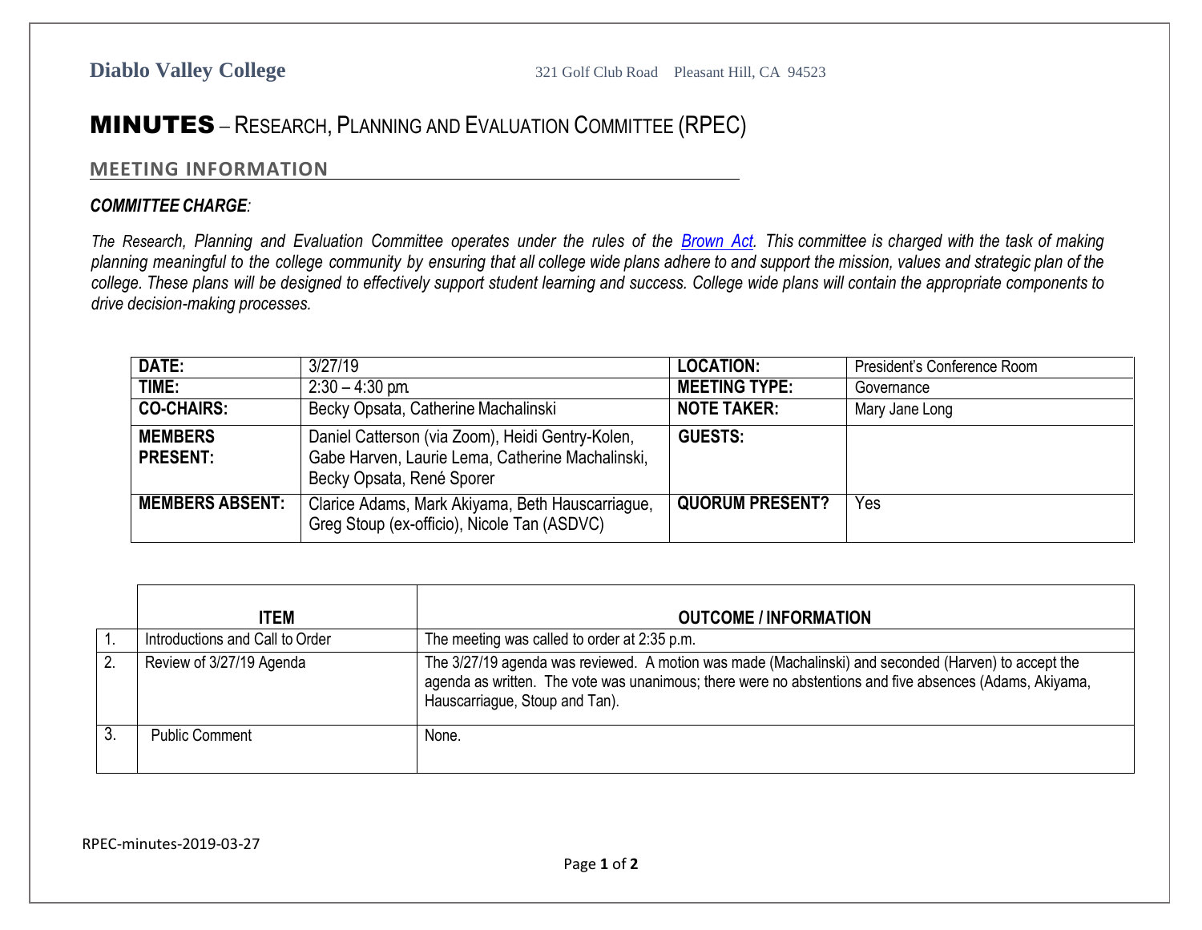**Diablo Valley College** 321 Golf Club Road Pleasant Hill, CA 94523

# MINUTES – RESEARCH, PLANNING AND EVALUATION COMMITTEE (RPEC)

## MEETING INFORMATION

***COMMITTEE CHARGE***:

*The Research, Planning and Evaluation Committee operates under the rules of the [Brown Act](). This committee is charged with the task of making planning meaningful to the college community by ensuring that all college wide plans adhere to and support the mission, values and strategic plan of the college. These plans will be designed to effectively support student learning and success. College wide plans will contain the appropriate components to drive decision-making processes.*

| **DATE:** | 3/27/19 | **LOCATION:** | President's Conference Room |
|---|---|---|---|
| **TIME:** | 2:30 – 4:30 pm. | **MEETING TYPE:** | Governance |
| **CO-CHAIRS:** | Becky Opsata, Catherine Machalinski | **NOTE TAKER:** | Mary Jane Long |
| **MEMBERS PRESENT:** | Daniel Catterson (via Zoom), Heidi Gentry-Kolen, Gabe Harven, Laurie Lema, Catherine Machalinski, Becky Opsata, René Sporer | **GUESTS:** | |
| **MEMBERS ABSENT:** | Clarice Adams, Mark Akiyama, Beth Hauscarriague, Greg Stoup (ex-officio), Nicole Tan (ASDVC) | **QUORUM PRESENT?** | Yes |

| | **ITEM** | **OUTCOME / INFORMATION** |
|---|---|---|
| 1. | Introductions and Call to Order | The meeting was called to order at 2:35 p.m. |
| 2. | Review of 3/27/19 Agenda | The 3/27/19 agenda was reviewed. A motion was made (Machalinski) and seconded (Harven) to accept the agenda as written. The vote was unanimous; there were no abstentions and five absences (Adams, Akiyama, Hauscarriague, Stoup and Tan). |
| 3. | Public Comment | None. |

RPEC-minutes-2019-03-27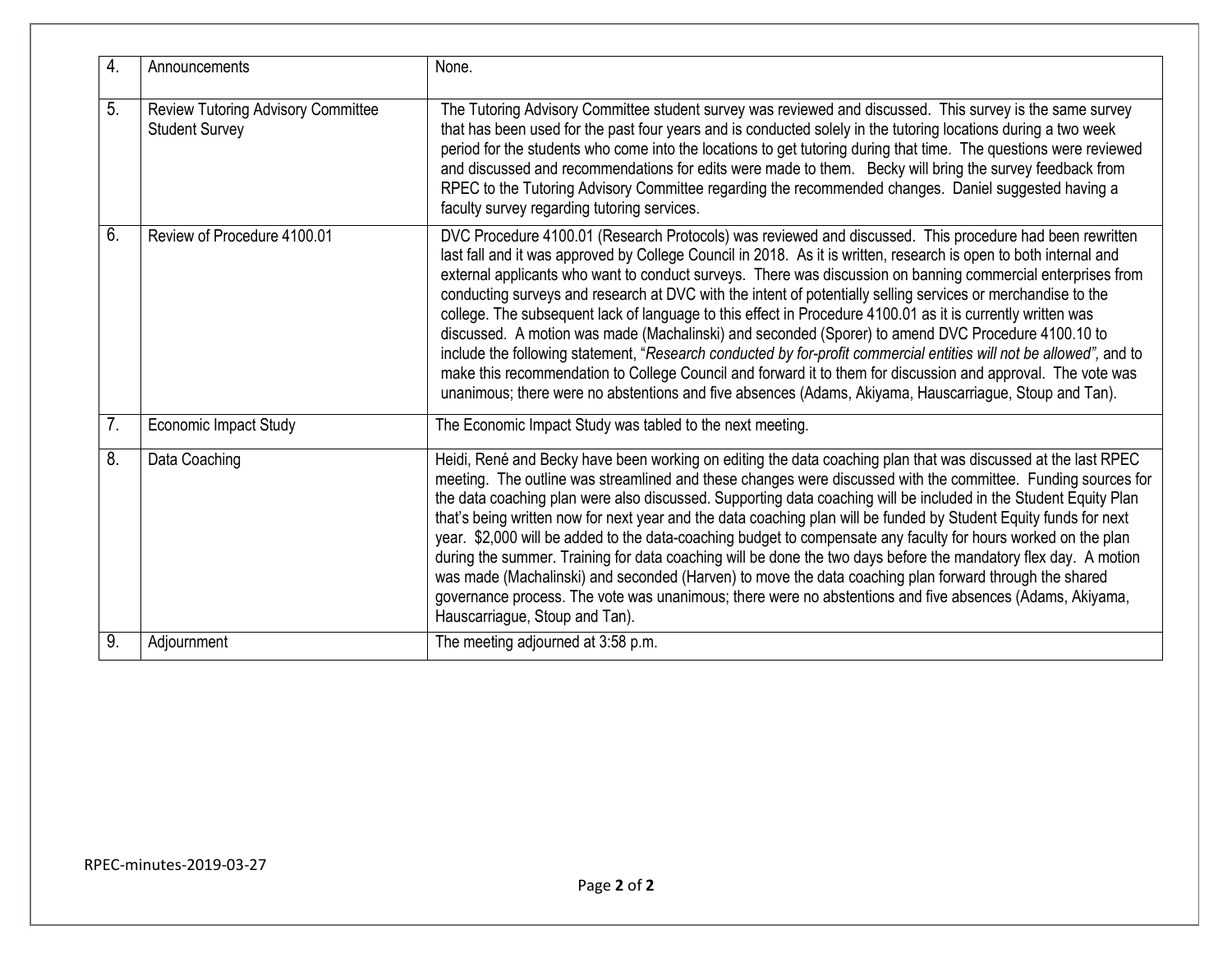| | | |
|---|---|---|
| 4. | Announcements | None. |
| 5. | Review Tutoring Advisory Committee Student Survey | The Tutoring Advisory Committee student survey was reviewed and discussed. This survey is the same survey that has been used for the past four years and is conducted solely in the tutoring locations during a two week period for the students who come into the locations to get tutoring during that time. The questions were reviewed and discussed and recommendations for edits were made to them. Becky will bring the survey feedback from RPEC to the Tutoring Advisory Committee regarding the recommended changes. Daniel suggested having a faculty survey regarding tutoring services. |
| 6. | Review of Procedure 4100.01 | DVC Procedure 4100.01 (Research Protocols) was reviewed and discussed. This procedure had been rewritten last fall and it was approved by College Council in 2018. As it is written, research is open to both internal and external applicants who want to conduct surveys. There was discussion on banning commercial enterprises from conducting surveys and research at DVC with the intent of potentially selling services or merchandise to the college. The subsequent lack of language to this effect in Procedure 4100.01 as it is currently written was discussed. A motion was made (Machalinski) and seconded (Sporer) to amend DVC Procedure 4100.10 to include the following statement, "*Research conducted by for-profit commercial entities will not be allowed",* and to make this recommendation to College Council and forward it to them for discussion and approval. The vote was unanimous; there were no abstentions and five absences (Adams, Akiyama, Hauscarriague, Stoup and Tan). |
| 7. | Economic Impact Study | The Economic Impact Study was tabled to the next meeting. |
| 8. | Data Coaching | Heidi, René and Becky have been working on editing the data coaching plan that was discussed at the last RPEC meeting. The outline was streamlined and these changes were discussed with the committee. Funding sources for the data coaching plan were also discussed. Supporting data coaching will be included in the Student Equity Plan that's being written now for next year and the data coaching plan will be funded by Student Equity funds for next year. $2,000 will be added to the data-coaching budget to compensate any faculty for hours worked on the plan during the summer. Training for data coaching will be done the two days before the mandatory flex day. A motion was made (Machalinski) and seconded (Harven) to move the data coaching plan forward through the shared governance process. The vote was unanimous; there were no abstentions and five absences (Adams, Akiyama, Hauscarriague, Stoup and Tan). |
| 9. | Adjournment | The meeting adjourned at 3:58 p.m. |

RPEC-minutes-2019-03-27